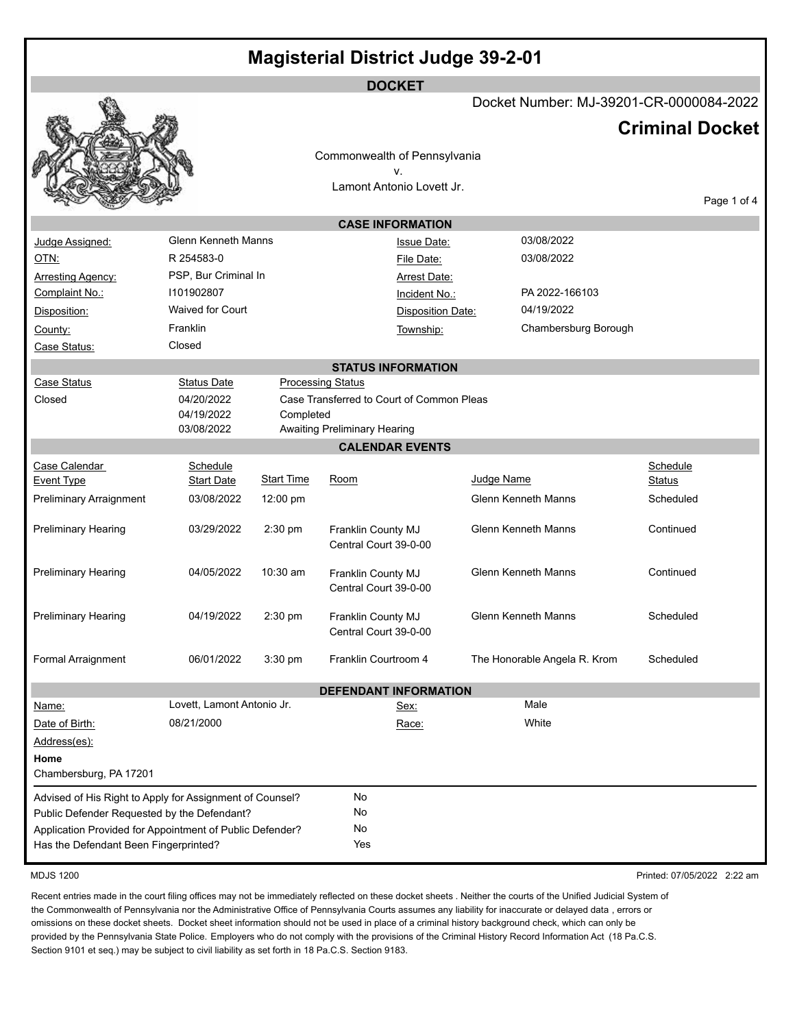# Magisterial District Judge 39-2-01

## DOCKET

Docket Number: MJ-39201-CR-0000084-2022

## Criminal Docket

Commonwealth of Pennsylvania
v.
Lamont Antonio Lovett Jr.

### CASE INFORMATION

| | | | |
|---|---|---|---|
| Judge Assigned: | Glenn Kenneth Manns | Issue Date: | 03/08/2022 |
| OTN: | R 254583-0 | File Date: | 03/08/2022 |
| Arresting Agency: | PSP, Bur Criminal In | Arrest Date: | |
| Complaint No.: | I101902807 | Incident No.: | PA 2022-166103 |
| Disposition: | Waived for Court | Disposition Date: | 04/19/2022 |
| County: | Franklin | Township: | Chambersburg Borough |
| Case Status: | Closed | | |

### STATUS INFORMATION

| Case Status | Status Date | Processing Status |
|---|---|---|
| Closed | 04/20/2022 | Case Transferred to Court of Common Pleas |
| | 04/19/2022 | Completed |
| | 03/08/2022 | Awaiting Preliminary Hearing |

### CALENDAR EVENTS

| Case Calendar Event Type | Schedule Start Date | Start Time | Room | Judge Name | Schedule Status |
|---|---|---|---|---|---|
| Preliminary Arraignment | 03/08/2022 | 12:00 pm | | Glenn Kenneth Manns | Scheduled |
| Preliminary Hearing | 03/29/2022 | 2:30 pm | Franklin County MJ Central Court 39-0-00 | Glenn Kenneth Manns | Continued |
| Preliminary Hearing | 04/05/2022 | 10:30 am | Franklin County MJ Central Court 39-0-00 | Glenn Kenneth Manns | Continued |
| Preliminary Hearing | 04/19/2022 | 2:30 pm | Franklin County MJ Central Court 39-0-00 | Glenn Kenneth Manns | Scheduled |
| Formal Arraignment | 06/01/2022 | 3:30 pm | Franklin Courtroom 4 | The Honorable Angela R. Krom | Scheduled |

### DEFENDANT INFORMATION

| | | | |
|---|---|---|---|
| Name: | Lovett, Lamont Antonio Jr. | Sex: | Male |
| Date of Birth: | 08/21/2000 | Race: | White |

Address(es):

**Home**
Chambersburg, PA 17201

| | |
|---|---|
| Advised of His Right to Apply for Assignment of Counsel? | No |
| Public Defender Requested by the Defendant? | No |
| Application Provided for Appointment of Public Defender? | No |
| Has the Defendant Been Fingerprinted? | Yes |

MDJS 1200

Printed: 07/05/2022 2:22 am

Recent entries made in the court filing offices may not be immediately reflected on these docket sheets . Neither the courts of the Unified Judicial System of the Commonwealth of Pennsylvania nor the Administrative Office of Pennsylvania Courts assumes any liability for inaccurate or delayed data , errors or omissions on these docket sheets. Docket sheet information should not be used in place of a criminal history background check, which can only be provided by the Pennsylvania State Police. Employers who do not comply with the provisions of the Criminal History Record Information Act (18 Pa.C.S. Section 9101 et seq.) may be subject to civil liability as set forth in 18 Pa.C.S. Section 9183.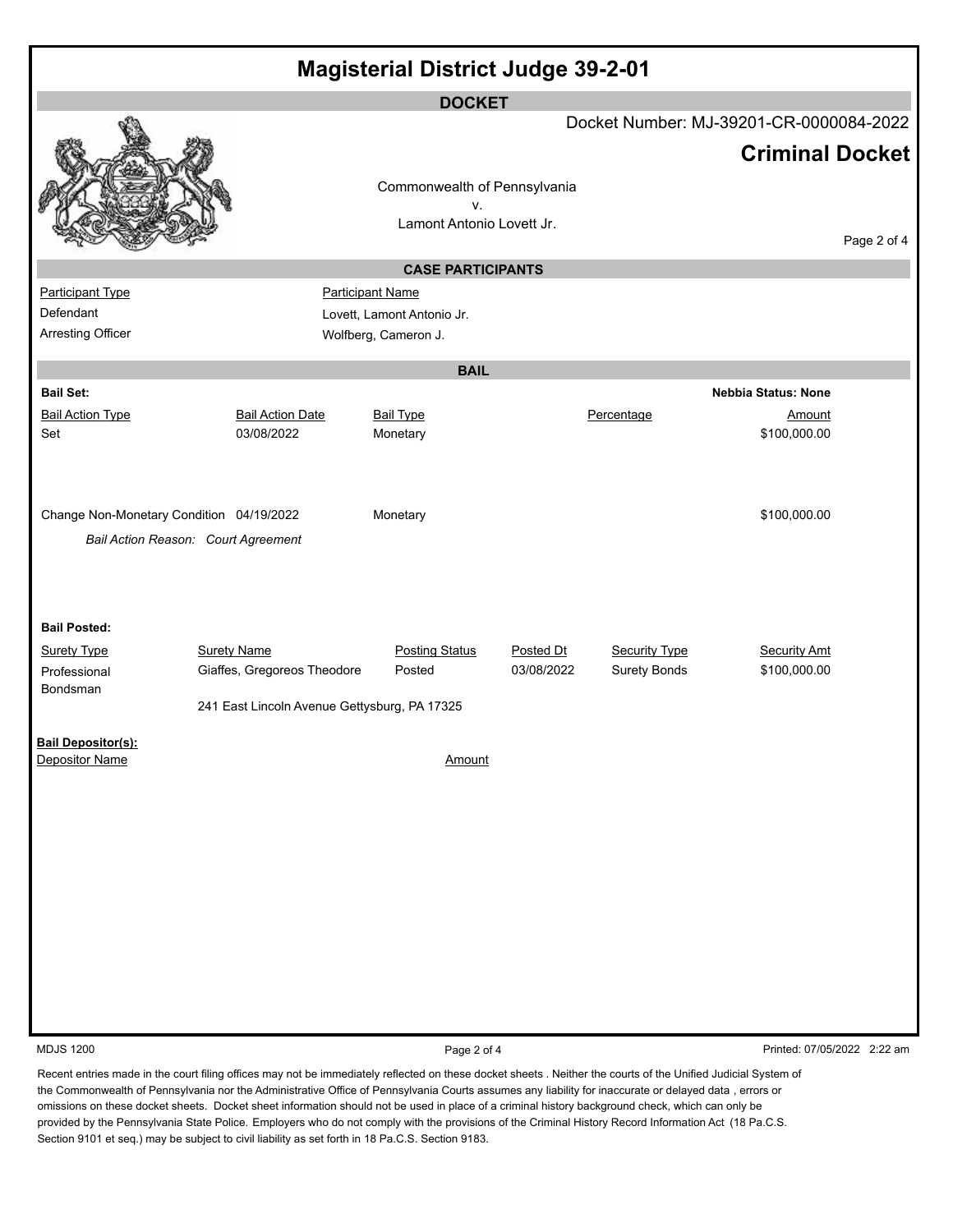# Magisterial District Judge 39-2-01

## DOCKET

Docket Number: MJ-39201-CR-0000084-2022

## Criminal Docket

Commonwealth of Pennsylvania
v.
Lamont Antonio Lovett Jr.

### CASE PARTICIPANTS

| Participant Type | Participant Name |
|---|---|
| Defendant | Lovett, Lamont Antonio Jr. |
| Arresting Officer | Wolfberg, Cameron J. |

### BAIL

**Bail Set:**

**Nebbia Status: None**

| Bail Action Type | Bail Action Date | Bail Type | Percentage | Amount |
|---|---|---|---|---|
| Set | 03/08/2022 | Monetary | | $100,000.00 |
| Change Non-Monetary Condition | 04/19/2022 | Monetary | | $100,000.00 |

*Bail Action Reason: Court Agreement*

**Bail Posted:**

| Surety Type | Surety Name | Posting Status | Posted Dt | Security Type | Security Amt |
|---|---|---|---|---|---|
| Professional Bondsman | Giaffes, Gregoreos Theodore | Posted | 03/08/2022 | Surety Bonds | $100,000.00 |
| | 241 East Lincoln Avenue Gettysburg, PA 17325 | | | | |

**Bail Depositor(s):**

| Depositor Name | Amount |
|---|---|

MDJS 1200

Printed: 07/05/2022 2:22 am

Recent entries made in the court filing offices may not be immediately reflected on these docket sheets . Neither the courts of the Unified Judicial System of the Commonwealth of Pennsylvania nor the Administrative Office of Pennsylvania Courts assumes any liability for inaccurate or delayed data , errors or omissions on these docket sheets. Docket sheet information should not be used in place of a criminal history background check, which can only be provided by the Pennsylvania State Police. Employers who do not comply with the provisions of the Criminal History Record Information Act (18 Pa.C.S. Section 9101 et seq.) may be subject to civil liability as set forth in 18 Pa.C.S. Section 9183.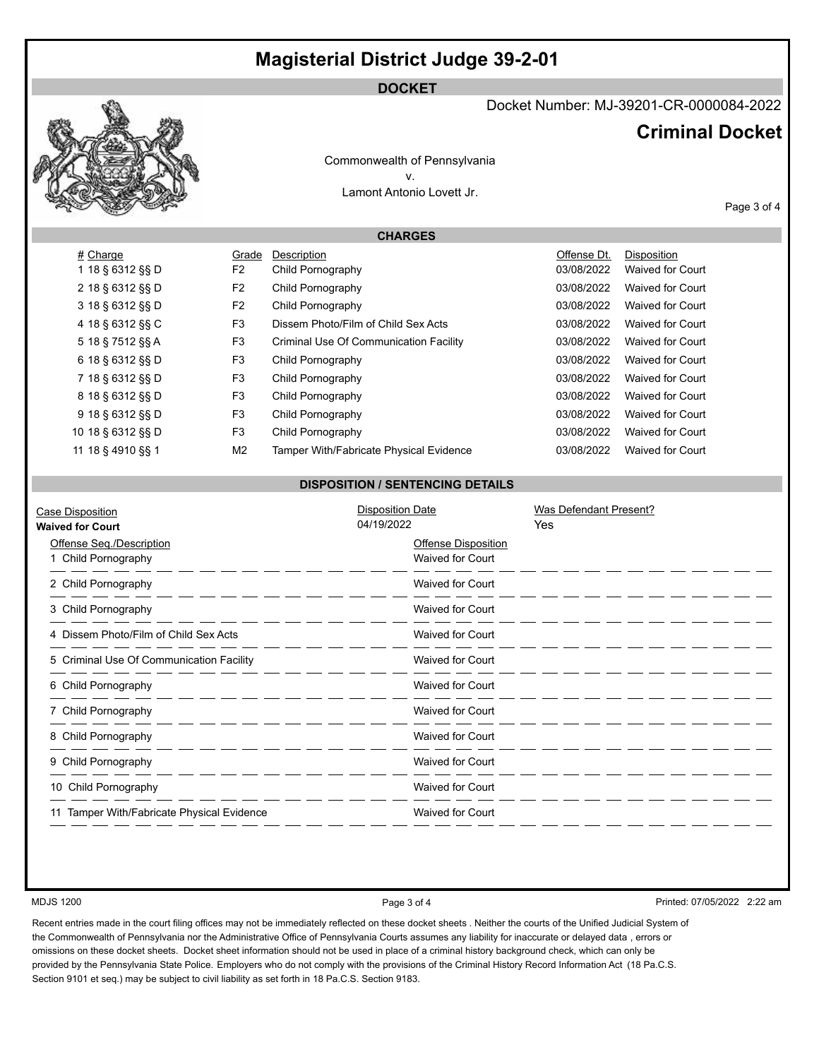# Magisterial District Judge 39-2-01

## DOCKET

Docket Number: MJ-39201-CR-0000084-2022

## Criminal Docket

Commonwealth of Pennsylvania
v.
Lamont Antonio Lovett Jr.

### CHARGES

| # | Charge | Grade | Description | Offense Dt. | Disposition |
|---|---|---|---|---|---|
| 1 | 18 § 6312 §§ D | F2 | Child Pornography | 03/08/2022 | Waived for Court |
| 2 | 18 § 6312 §§ D | F2 | Child Pornography | 03/08/2022 | Waived for Court |
| 3 | 18 § 6312 §§ D | F2 | Child Pornography | 03/08/2022 | Waived for Court |
| 4 | 18 § 6312 §§ C | F3 | Dissem Photo/Film of Child Sex Acts | 03/08/2022 | Waived for Court |
| 5 | 18 § 7512 §§ A | F3 | Criminal Use Of Communication Facility | 03/08/2022 | Waived for Court |
| 6 | 18 § 6312 §§ D | F3 | Child Pornography | 03/08/2022 | Waived for Court |
| 7 | 18 § 6312 §§ D | F3 | Child Pornography | 03/08/2022 | Waived for Court |
| 8 | 18 § 6312 §§ D | F3 | Child Pornography | 03/08/2022 | Waived for Court |
| 9 | 18 § 6312 §§ D | F3 | Child Pornography | 03/08/2022 | Waived for Court |
| 10 | 18 § 6312 §§ D | F3 | Child Pornography | 03/08/2022 | Waived for Court |
| 11 | 18 § 4910 §§ 1 | M2 | Tamper With/Fabricate Physical Evidence | 03/08/2022 | Waived for Court |

### DISPOSITION / SENTENCING DETAILS

| Case Disposition | Disposition Date | Was Defendant Present? |
|---|---|---|
| **Waived for Court** | 04/19/2022 | Yes |

| Offense Seq./Description | Offense Disposition |
|---|---|
| 1 Child Pornography | Waived for Court |
| 2 Child Pornography | Waived for Court |
| 3 Child Pornography | Waived for Court |
| 4 Dissem Photo/Film of Child Sex Acts | Waived for Court |
| 5 Criminal Use Of Communication Facility | Waived for Court |
| 6 Child Pornography | Waived for Court |
| 7 Child Pornography | Waived for Court |
| 8 Child Pornography | Waived for Court |
| 9 Child Pornography | Waived for Court |
| 10 Child Pornography | Waived for Court |
| 11 Tamper With/Fabricate Physical Evidence | Waived for Court |

MDJS 1200

Printed: 07/05/2022 2:22 am

Recent entries made in the court filing offices may not be immediately reflected on these docket sheets . Neither the courts of the Unified Judicial System of the Commonwealth of Pennsylvania nor the Administrative Office of Pennsylvania Courts assumes any liability for inaccurate or delayed data , errors or omissions on these docket sheets. Docket sheet information should not be used in place of a criminal history background check, which can only be provided by the Pennsylvania State Police. Employers who do not comply with the provisions of the Criminal History Record Information Act (18 Pa.C.S. Section 9101 et seq.) may be subject to civil liability as set forth in 18 Pa.C.S. Section 9183.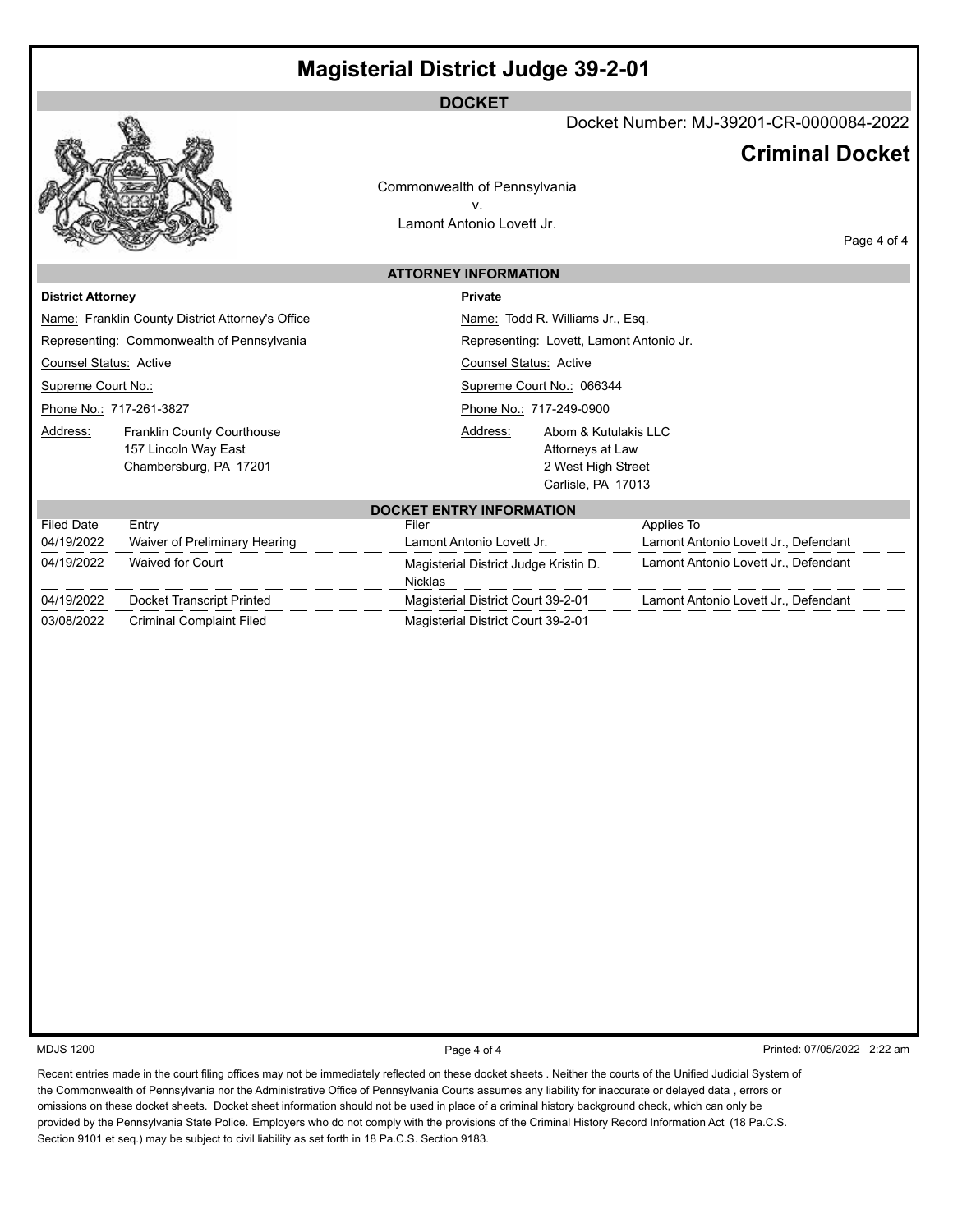# Magisterial District Judge 39-2-01

## DOCKET

Docket Number: MJ-39201-CR-0000084-2022

## Criminal Docket

Commonwealth of Pennsylvania
v.
Lamont Antonio Lovett Jr.

### ATTORNEY INFORMATION

**District Attorney**

Name: Franklin County District Attorney's Office
Representing: Commonwealth of Pennsylvania
Counsel Status: Active
Supreme Court No.:
Phone No.: 717-261-3827
Address: Franklin County Courthouse
157 Lincoln Way East
Chambersburg, PA 17201

**Private**

Name: Todd R. Williams Jr., Esq.
Representing: Lovett, Lamont Antonio Jr.
Counsel Status: Active
Supreme Court No.: 066344
Phone No.: 717-249-0900
Address: Abom & Kutulakis LLC
Attorneys at Law
2 West High Street
Carlisle, PA 17013

### DOCKET ENTRY INFORMATION

| Filed Date | Entry | Filer | Applies To |
|---|---|---|---|
| 04/19/2022 | Waiver of Preliminary Hearing | Lamont Antonio Lovett Jr. | Lamont Antonio Lovett Jr., Defendant |
| 04/19/2022 | Waived for Court | Magisterial District Judge Kristin D. Nicklas | Lamont Antonio Lovett Jr., Defendant |
| 04/19/2022 | Docket Transcript Printed | Magisterial District Court 39-2-01 | Lamont Antonio Lovett Jr., Defendant |
| 03/08/2022 | Criminal Complaint Filed | Magisterial District Court 39-2-01 | |

MDJS 1200

Printed: 07/05/2022 2:22 am

Recent entries made in the court filing offices may not be immediately reflected on these docket sheets . Neither the courts of the Unified Judicial System of the Commonwealth of Pennsylvania nor the Administrative Office of Pennsylvania Courts assumes any liability for inaccurate or delayed data , errors or omissions on these docket sheets. Docket sheet information should not be used in place of a criminal history background check, which can only be provided by the Pennsylvania State Police. Employers who do not comply with the provisions of the Criminal History Record Information Act (18 Pa.C.S. Section 9101 et seq.) may be subject to civil liability as set forth in 18 Pa.C.S. Section 9183.